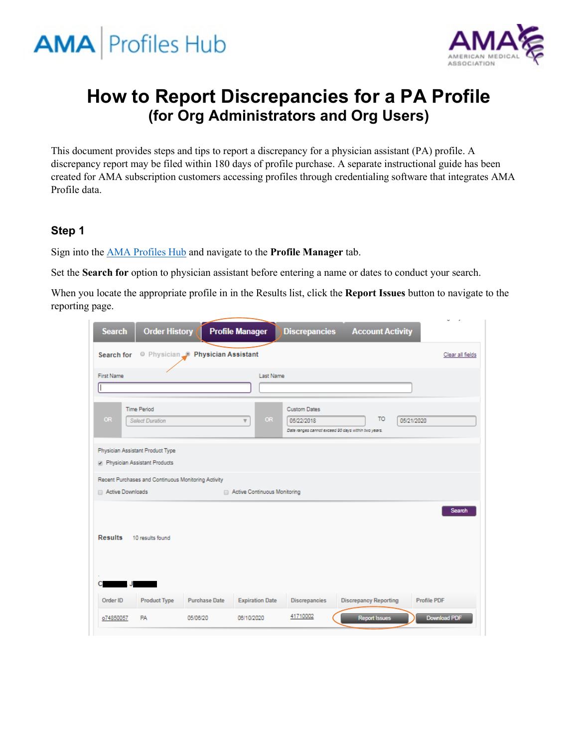# How to Report Discrepancies for a PA Profile
## (for Org Administrators and Org Users)

This document provides steps and tips to report a discrepancy for a physician assistant (PA) profile. A discrepancy report may be filed within 180 days of profile purchase. A separate instructional guide has been created for AMA subscription customers accessing profiles through credentialing software that integrates AMA Profile data.

### Step 1

Sign into the [AMA Profiles Hub]() and navigate to the **Profile Manager** tab.

Set the **Search for** option to physician assistant before entering a name or dates to conduct your search.

When you locate the appropriate profile in in the Results list, click the **Report Issues** button to navigate to the reporting page.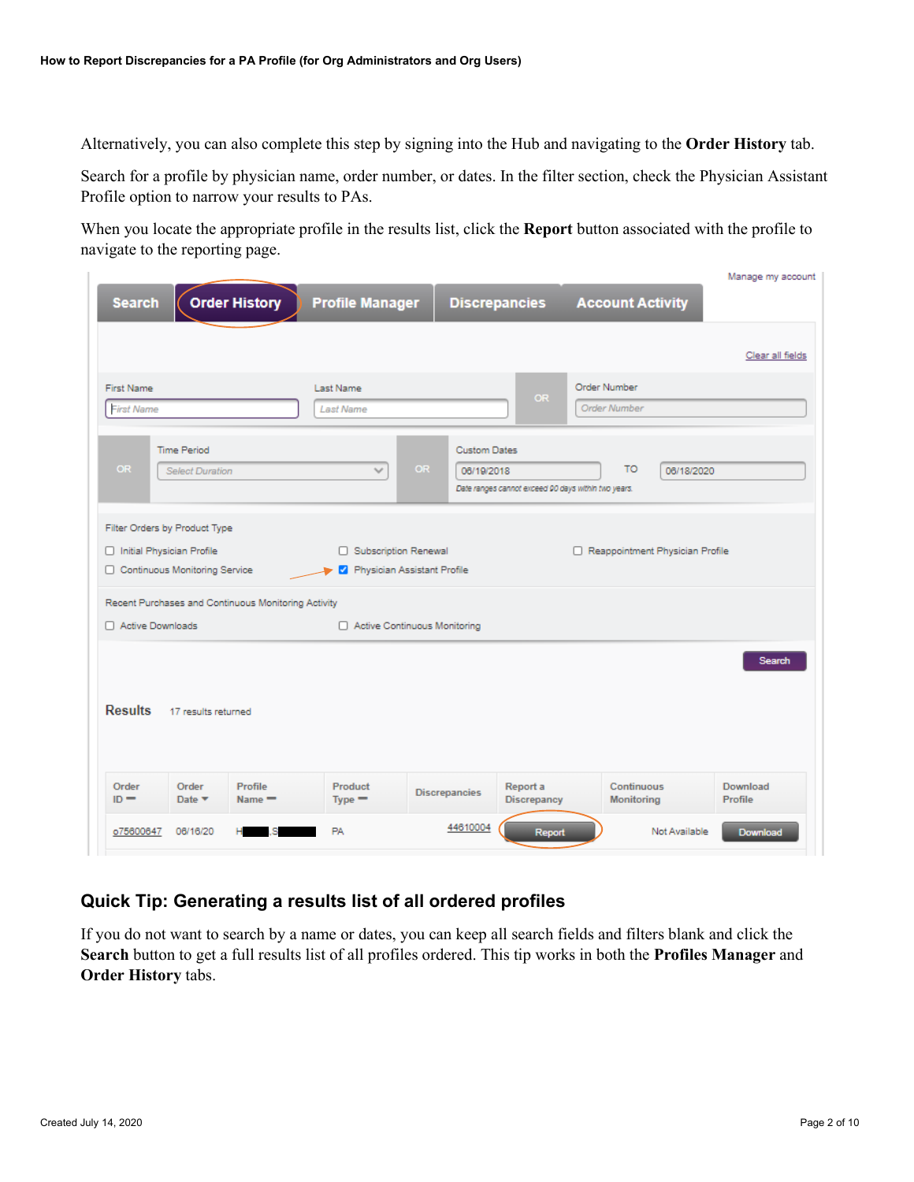Alternatively, you can also complete this step by signing into the Hub and navigating to the **Order History** tab.

Search for a profile by physician name, order number, or dates. In the filter section, check the Physician Assistant Profile option to narrow your results to PAs.

When you locate the appropriate profile in the results list, click the **Report** button associated with the profile to navigate to the reporting page.

## Quick Tip: Generating a results list of all ordered profiles

If you do not want to search by a name or dates, you can keep all search fields and filters blank and click the **Search** button to get a full results list of all profiles ordered. This tip works in both the **Profiles Manager** and **Order History** tabs.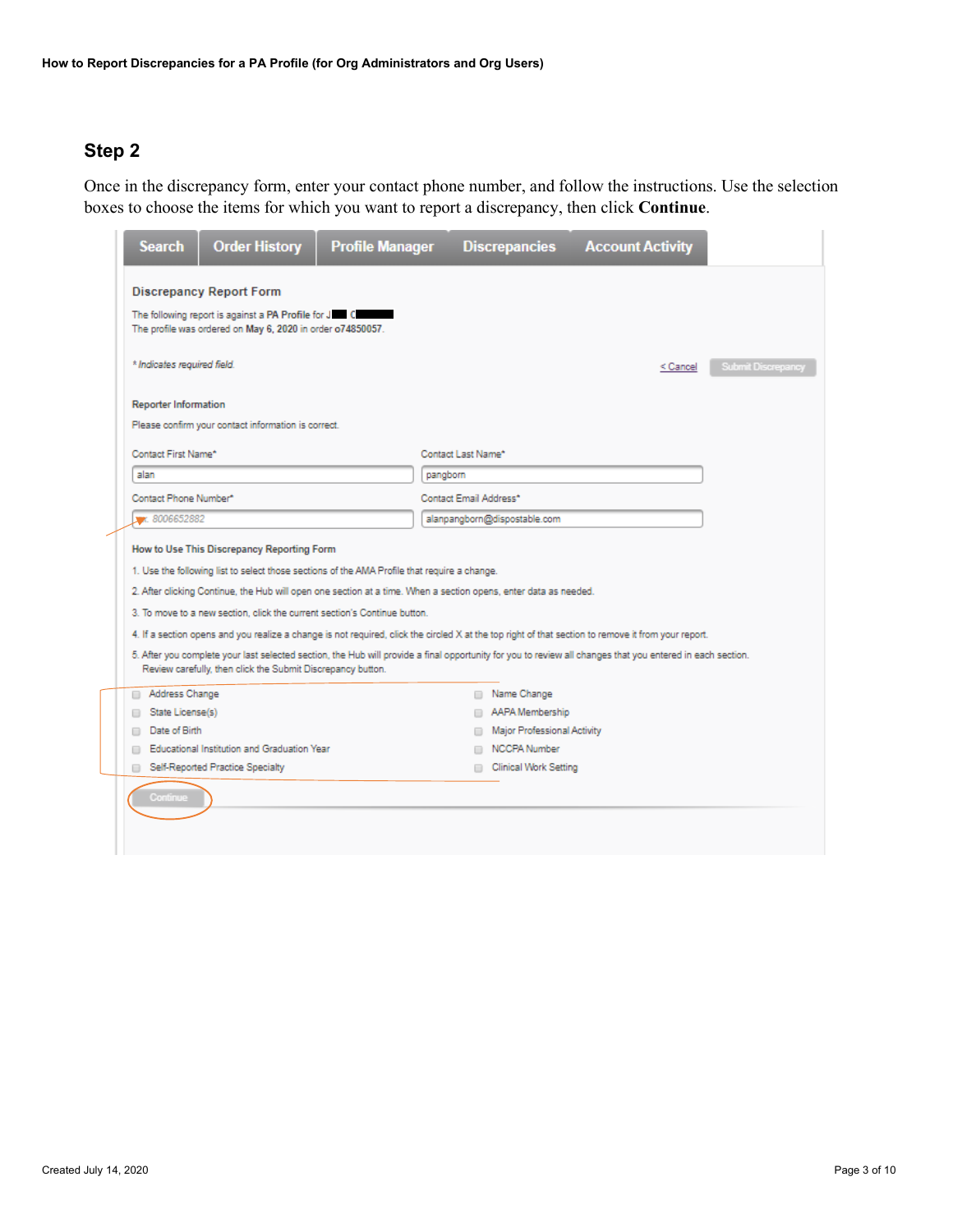## Step 2

Once in the discrepancy form, enter your contact phone number, and follow the instructions. Use the selection boxes to choose the items for which you want to report a discrepancy, then click **Continue**.

Search | Order History | Profile Manager | Discrepancies | Account Activity

**Discrepancy Report Form**

The following report is against a PA Profile for J█ C█
The profile was ordered on May 6, 2020 in order o74850057.

*\* Indicates required field.*

< Cancel | Submit Discrepancy

**Reporter Information**

Please confirm your contact information is correct.

Contact First Name*: alan
Contact Last Name*: pangborn
Contact Phone Number*: 8006652882
Contact Email Address*: alanpangborn@dispostable.com

**How to Use This Discrepancy Reporting Form**

1. Use the following list to select those sections of the AMA Profile that require a change.
2. After clicking Continue, the Hub will open one section at a time. When a section opens, enter data as needed.
3. To move to a new section, click the current section's Continue button.
4. If a section opens and you realize a change is not required, click the circled X at the top right of that section to remove it from your report.
5. After you complete your last selected section, the Hub will provide a final opportunity for you to review all changes that you entered in each section. Review carefully, then click the Submit Discrepancy button.

- Address Change
- State License(s)
- Date of Birth
- Educational Institution and Graduation Year
- Self-Reported Practice Specialty
- Name Change
- AAPA Membership
- Major Professional Activity
- NCCPA Number
- Clinical Work Setting

Continue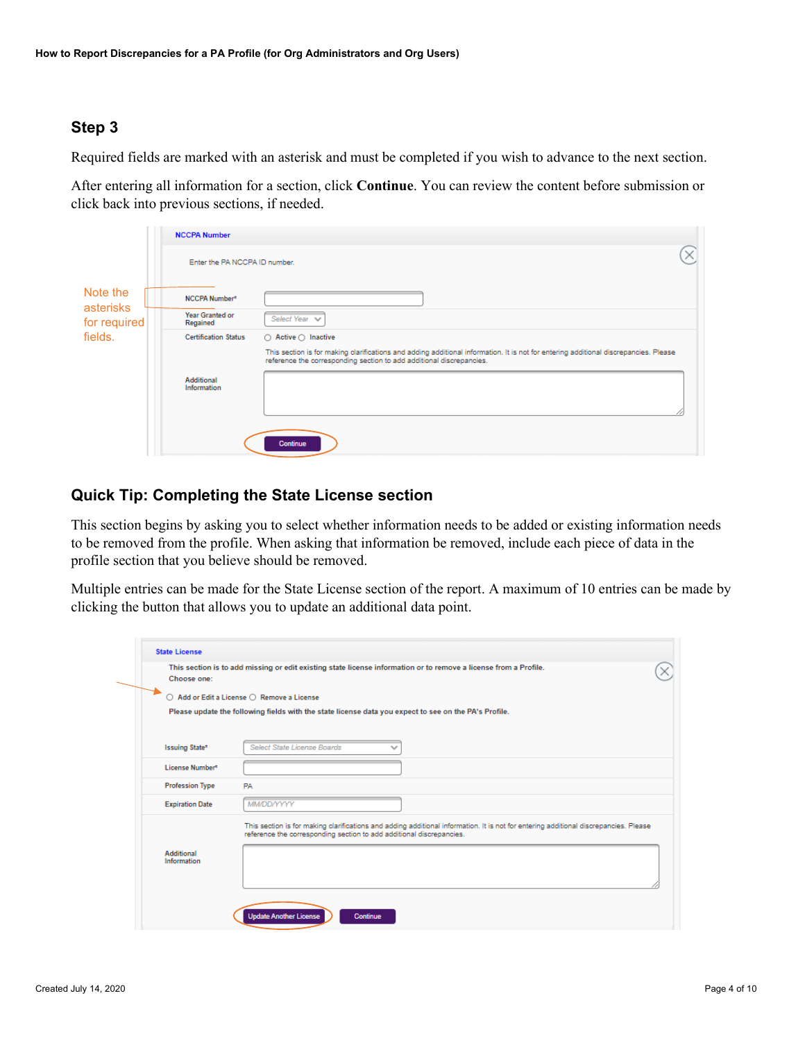## Step 3

Required fields are marked with an asterisk and must be completed if you wish to advance to the next section.

After entering all information for a section, click **Continue**. You can review the content before submission or click back into previous sections, if needed.

Note the asterisks for required fields.

NCCPA Number

Enter the PA NCCPA ID number.

NCCPA Number*

Year Granted or Regained — Select Year

Certification Status — Active / Inactive

This section is for making clarifications and adding additional information. It is not for entering additional discrepancies. Please reference the corresponding section to add additional discrepancies.

Additional Information

Continue

## Quick Tip: Completing the State License section

This section begins by asking you to select whether information needs to be added or existing information needs to be removed from the profile. When asking that information be removed, include each piece of data in the profile section that you believe should be removed.

Multiple entries can be made for the State License section of the report. A maximum of 10 entries can be made by clicking the button that allows you to update an additional data point.

State License

This section is to add missing or edit existing state license information or to remove a license from a Profile.
Choose one:

Add or Edit a License / Remove a License

Please update the following fields with the state license data you expect to see on the PA's Profile.

Issuing State* — Select State License Boards

License Number*

Profession Type — PA

Expiration Date — MM/DD/YYYY

This section is for making clarifications and adding additional information. It is not for entering additional discrepancies. Please reference the corresponding section to add additional discrepancies.

Additional Information

Update Another License | Continue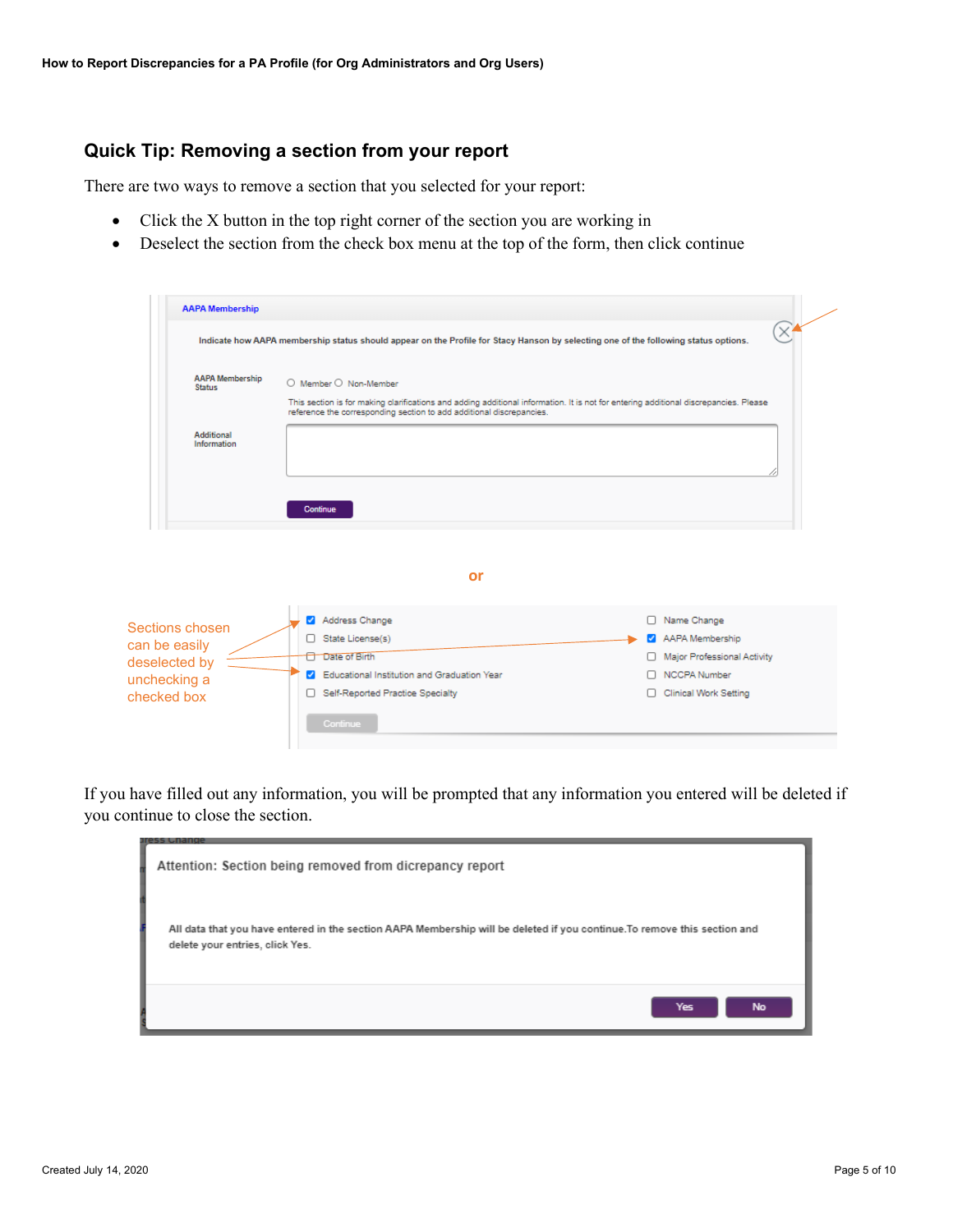## Quick Tip: Removing a section from your report

There are two ways to remove a section that you selected for your report:

- Click the X button in the top right corner of the section you are working in
- Deselect the section from the check box menu at the top of the form, then click continue

AAPA Membership

Indicate how AAPA membership status should appear on the Profile for Stacy Hanson by selecting one of the following status options.

AAPA Membership Status ○ Member ○ Non-Member

This section is for making clarifications and adding additional information. It is not for entering additional discrepancies. Please reference the corresponding section to add additional discrepancies.

Additional Information

Continue

or

Sections chosen can be easily deselected by unchecking a checked box

- [x] Address Change
- [ ] State License(s)
- [ ] Date of Birth
- [x] Educational Institution and Graduation Year
- [ ] Self-Reported Practice Specialty
- [ ] Name Change
- [x] AAPA Membership
- [ ] Major Professional Activity
- [ ] NCCPA Number
- [ ] Clinical Work Setting

Continue

If you have filled out any information, you will be prompted that any information you entered will be deleted if you continue to close the section.

Attention: Section being removed from dicrepancy report

All data that you have entered in the section AAPA Membership will be deleted if you continue.To remove this section and delete your entries, click Yes.

Yes No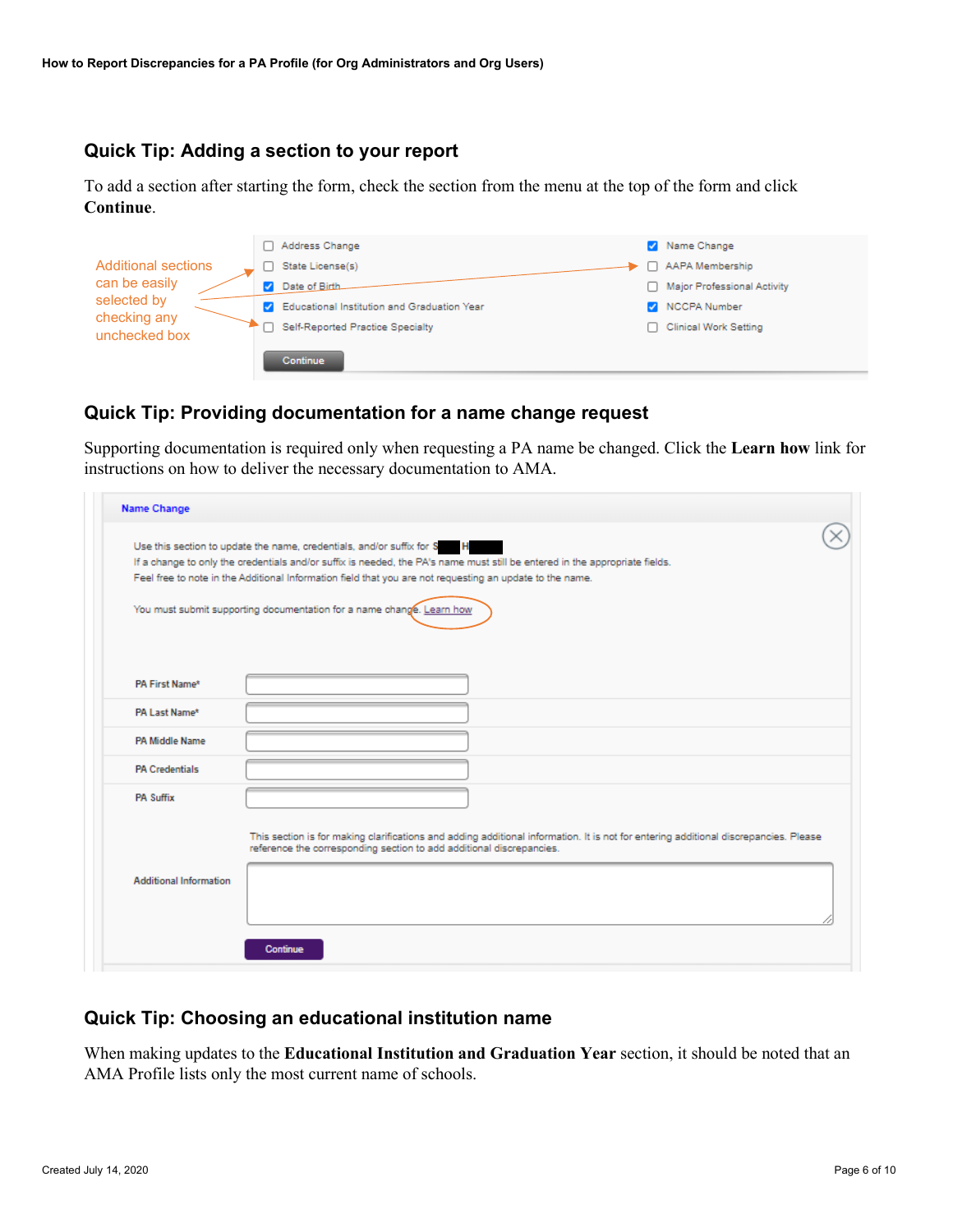## Quick Tip: Adding a section to your report

To add a section after starting the form, check the section from the menu at the top of the form and click **Continue**.

Additional sections can be easily selected by checking any unchecked box

- [ ] Address Change
- [ ] State License(s)
- [x] Date of Birth
- [x] Educational Institution and Graduation Year
- [ ] Self-Reported Practice Specialty
- [x] Name Change
- [ ] AAPA Membership
- [ ] Major Professional Activity
- [x] NCCPA Number
- [ ] Clinical Work Setting

Continue

## Quick Tip: Providing documentation for a name change request

Supporting documentation is required only when requesting a PA name be changed. Click the **Learn how** link for instructions on how to deliver the necessary documentation to AMA.

**Name Change**

Use this section to update the name, credentials, and/or suffix for S█ H█

If a change to only the credentials and/or suffix is needed, the PA's name must still be entered in the appropriate fields.

Feel free to note in the Additional Information field that you are not requesting an update to the name.

You must submit supporting documentation for a name change. Learn how

PA First Name*

PA Last Name*

PA Middle Name

PA Credentials

PA Suffix

This section is for making clarifications and adding additional information. It is not for entering additional discrepancies. Please reference the corresponding section to add additional discrepancies.

Additional Information

Continue

## Quick Tip: Choosing an educational institution name

When making updates to the **Educational Institution and Graduation Year** section, it should be noted that an AMA Profile lists only the most current name of schools.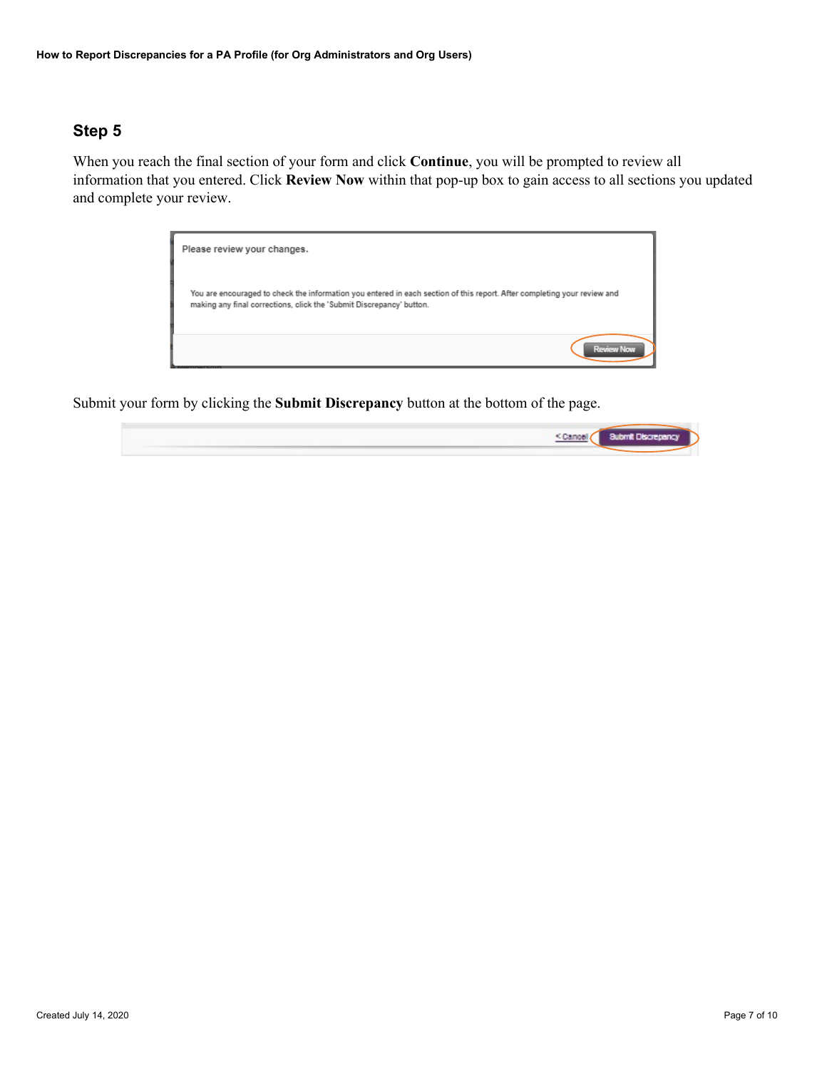## Step 5

When you reach the final section of your form and click **Continue**, you will be prompted to review all information that you entered. Click **Review Now** within that pop-up box to gain access to all sections you updated and complete your review.

Submit your form by clicking the **Submit Discrepancy** button at the bottom of the page.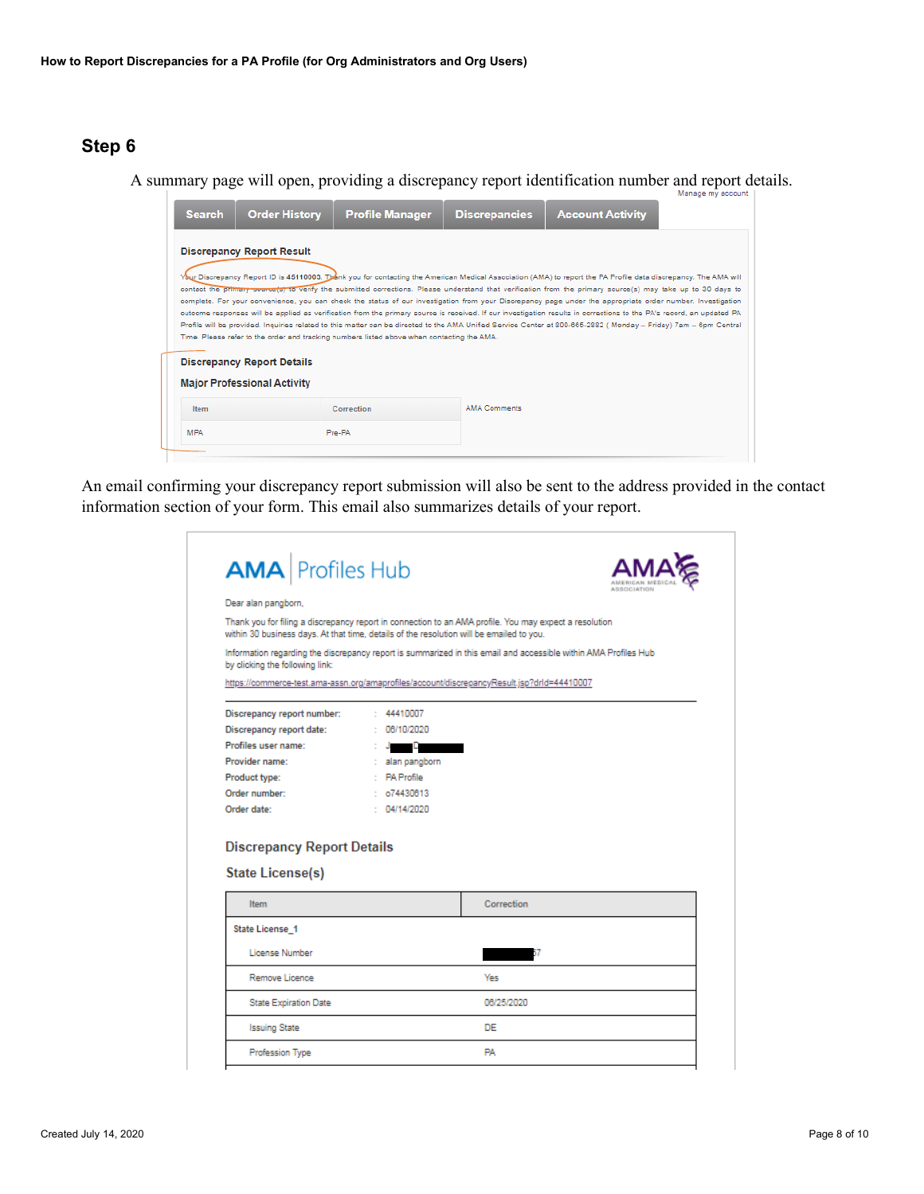## Step 6

A summary page will open, providing a discrepancy report identification number and report details.

Manage my account

Search | Order History | Profile Manager | Discrepancies | Account Activity

**Discrepancy Report Result**

Your Discrepancy Report ID is 45110003. Thank you for contacting the American Medical Association (AMA) to report the PA Profile data discrepancy. The AMA will contact the primary source(s) to verify the submitted corrections. Please understand that verification from the primary source(s) may take up to 30 days to complete. For your convenience, you can check the status of our investigation from your Discrepancy page under the appropriate order number. Investigation outcome responses will be applied as verification from the primary source is received. If our investigation results in corrections to the PA's record, an updated PA Profile will be provided. Inquiries related to this matter can be directed to the AMA Unified Service Center at 800-665-2882 ( Monday – Friday) 7am – 6pm Central Time. Please refer to the order and tracking numbers listed above when contacting the AMA.

**Discrepancy Report Details**

**Major Professional Activity**

| Item | Correction | AMA Comments |
|---|---|---|
| MPA | Pre-PA | |

An email confirming your discrepancy report submission will also be sent to the address provided in the contact information section of your form. This email also summarizes details of your report.

AMA | Profiles Hub

Dear alan pangborn,

Thank you for filing a discrepancy report in connection to an AMA profile. You may expect a resolution within 30 business days. At that time, details of the resolution will be emailed to you.

Information regarding the discrepancy report is summarized in this email and accessible within AMA Profiles Hub by clicking the following link:

https://commerce-test.ama-assn.org/amaprofiles/account/discrepancyResult.jsp?drId=44410007

| | | |
|---|---|---|
| Discrepancy report number: | : | 44410007 |
| Discrepancy report date: | : | 06/10/2020 |
| Profiles user name: | : | J█ D█ |
| Provider name: | : | alan pangborn |
| Product type: | : | PA Profile |
| Order number: | : | o74430813 |
| Order date: | : | 04/14/2020 |

### Discrepancy Report Details

### State License(s)

| Item | Correction |
|---|---|
| State License_1 | |
| License Number | █67 |
| Remove Licence | Yes |
| State Expiration Date | 06/25/2020 |
| Issuing State | DE |
| Profession Type | PA |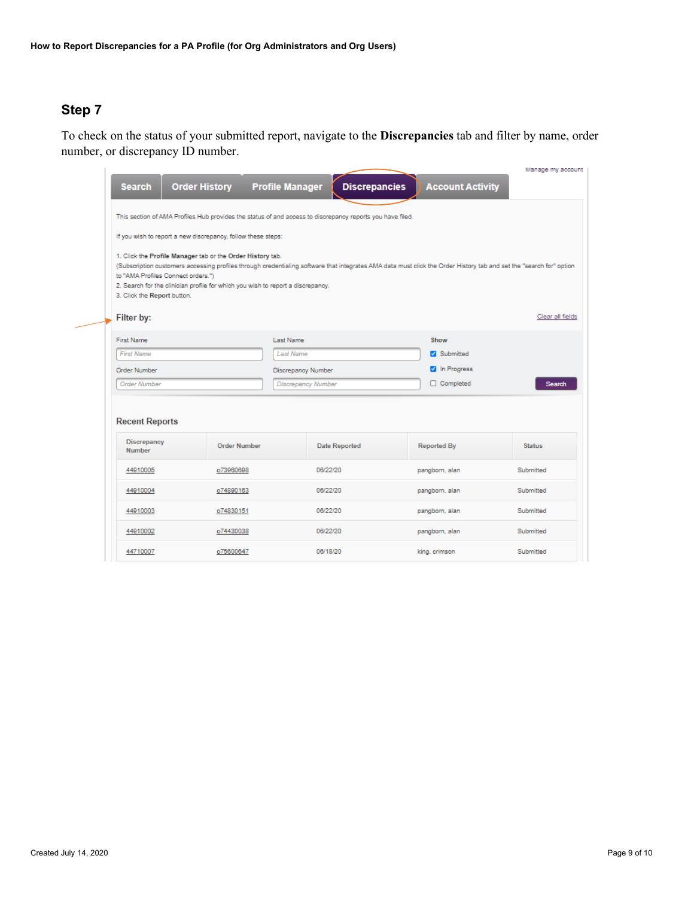## Step 7

To check on the status of your submitted report, navigate to the **Discrepancies** tab and filter by name, order number, or discrepancy ID number.

Manage my account

Search | Order History | Profile Manager | **Discrepancies** | Account Activity

This section of AMA Profiles Hub provides the status of and access to discrepancy reports you have filed.

If you wish to report a new discrepancy, follow these steps:

1. Click the **Profile Manager** tab or the **Order History** tab.
(Subscription customers accessing profiles through credentialing software that integrates AMA data must click the Order History tab and set the "search for" option to "AMA Profiles Connect orders.")
2. Search for the clinician profile for which you wish to report a discrepancy.
3. Click the **Report** button.

**Filter by:**

Clear all fields

First Name | Last Name | Show
Order Number | Discrepancy Number

☑ Submitted
☑ In Progress
☐ Completed

Search

**Recent Reports**

| Discrepancy Number | Order Number | Date Reported | Reported By | Status |
|---|---|---|---|---|
| 44910005 | o73960698 | 06/22/20 | pangborn, alan | Submitted |
| 44910004 | o74890163 | 06/22/20 | pangborn, alan | Submitted |
| 44910003 | o74830151 | 06/22/20 | pangborn, alan | Submitted |
| 44910002 | o74430038 | 06/22/20 | pangborn, alan | Submitted |
| 44710007 | o75600647 | 06/18/20 | king, crimson | Submitted |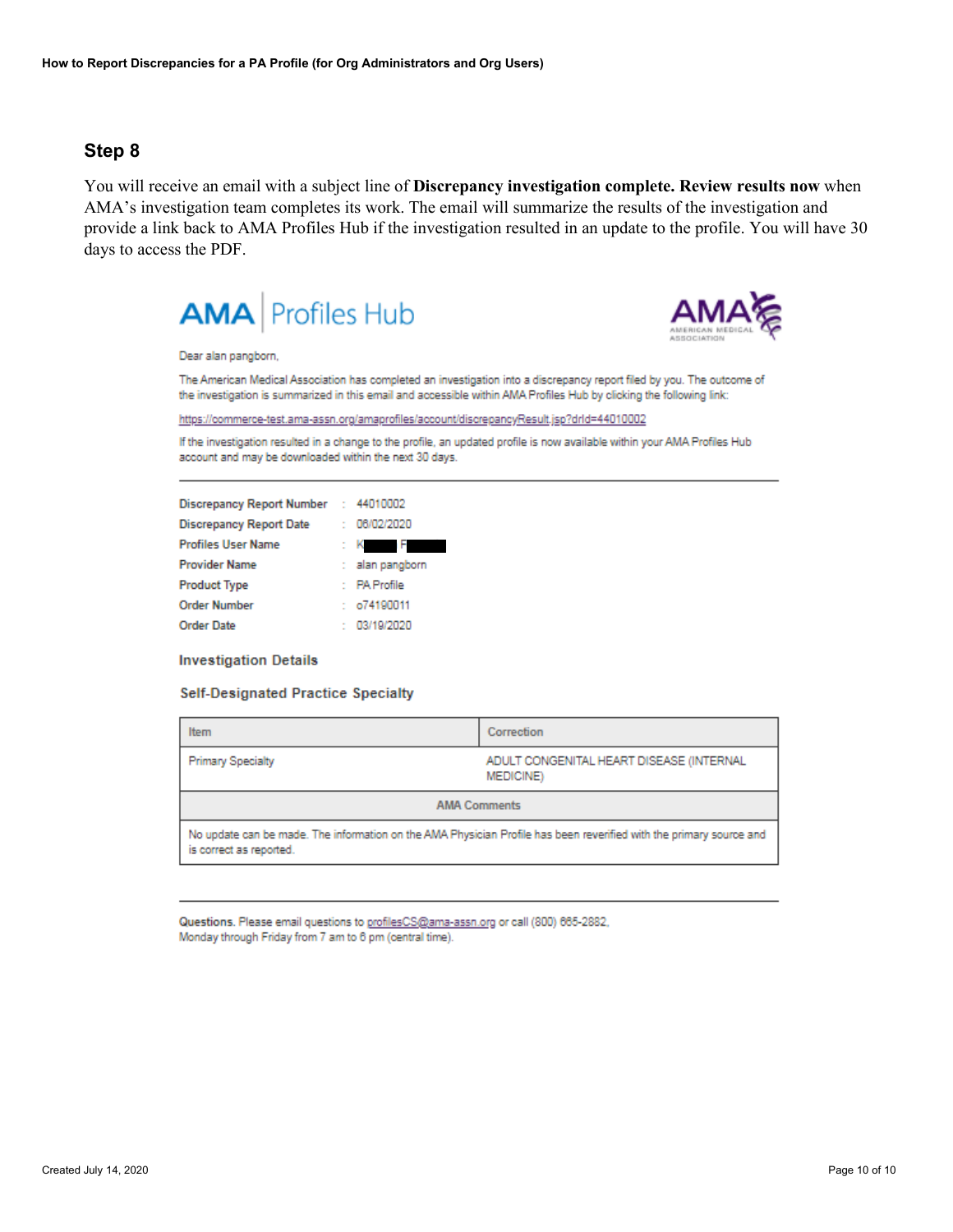## Step 8

You will receive an email with a subject line of **Discrepancy investigation complete. Review results now** when AMA's investigation team completes its work. The email will summarize the results of the investigation and provide a link back to AMA Profiles Hub if the investigation resulted in an update to the profile. You will have 30 days to access the PDF.

AMA | Profiles Hub

AMA AMERICAN MEDICAL ASSOCIATION

Dear alan pangborn,

The American Medical Association has completed an investigation into a discrepancy report filed by you. The outcome of the investigation is summarized in this email and accessible within AMA Profiles Hub by clicking the following link:

https://commerce-test.ama-assn.org/amaprofiles/account/discrepancyResult.jsp?drId=44010002

If the investigation resulted in a change to the profile, an updated profile is now available within your AMA Profiles Hub account and may be downloaded within the next 30 days.

| | | |
|---|---|---|
| Discrepancy Report Number | : | 44010002 |
| Discrepancy Report Date | : | 06/02/2020 |
| Profiles User Name | : | K█ F█ |
| Provider Name | : | alan pangborn |
| Product Type | : | PA Profile |
| Order Number | : | o74190011 |
| Order Date | : | 03/19/2020 |

**Investigation Details**

**Self-Designated Practice Specialty**

| Item | Correction |
|---|---|
| Primary Specialty | ADULT CONGENITAL HEART DISEASE (INTERNAL MEDICINE) |
| AMA Comments | |
| No update can be made. The information on the AMA Physician Profile has been reverified with the primary source and is correct as reported. | |

**Questions.** Please email questions to profilesCS@ama-assn.org or call (800) 665-2882, Monday through Friday from 7 am to 6 pm (central time).